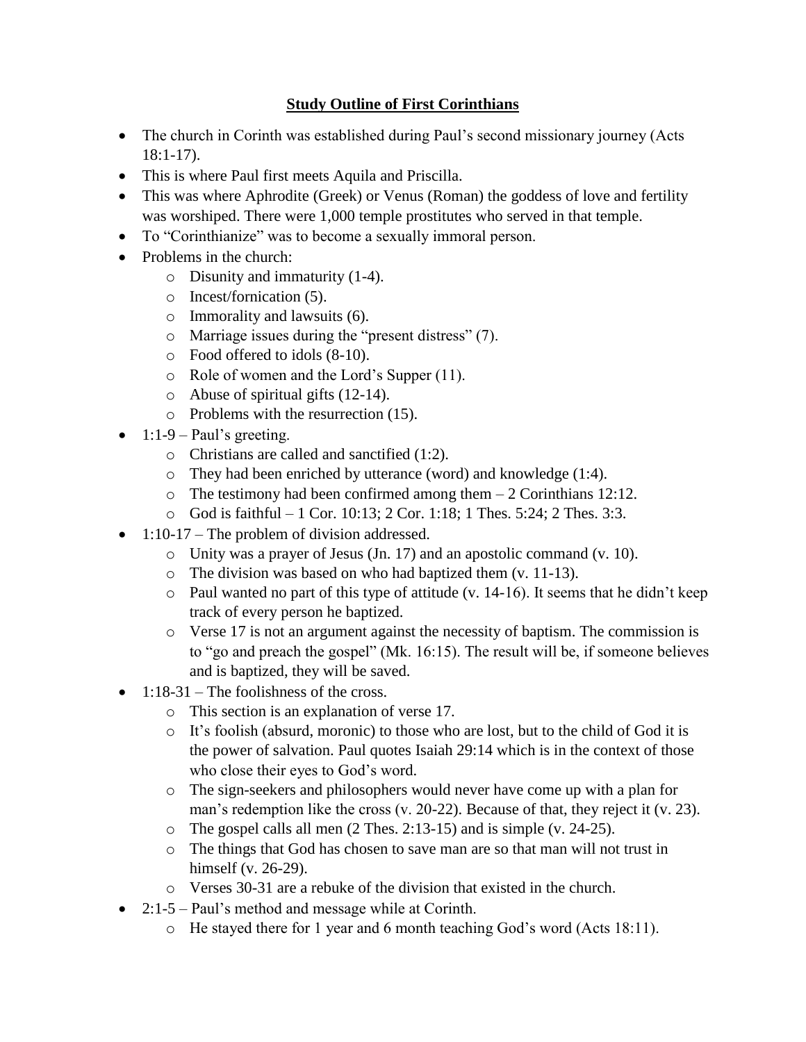# **Study Outline of First Corinthians**

- The church in Corinth was established during Paul's second missionary journey (Acts 18:1-17).
- This is where Paul first meets Aquila and Priscilla.
- This was where Aphrodite (Greek) or Venus (Roman) the goddess of love and fertility was worshiped. There were 1,000 temple prostitutes who served in that temple.
- To "Corinthianize" was to become a sexually immoral person.
- Problems in the church:
  - Disunity and immaturity (1-4).
  - Incest/fornication (5).
  - Immorality and lawsuits (6).
  - Marriage issues during the "present distress" (7).
  - Food offered to idols (8-10).
  - Role of women and the Lord's Supper (11).
  - Abuse of spiritual gifts (12-14).
  - Problems with the resurrection (15).
- 1:1-9 – Paul's greeting.
  - Christians are called and sanctified (1:2).
  - They had been enriched by utterance (word) and knowledge (1:4).
  - The testimony had been confirmed among them – 2 Corinthians 12:12.
  - God is faithful – 1 Cor. 10:13; 2 Cor. 1:18; 1 Thes. 5:24; 2 Thes. 3:3.
- 1:10-17 – The problem of division addressed.
  - Unity was a prayer of Jesus (Jn. 17) and an apostolic command (v. 10).
  - The division was based on who had baptized them (v. 11-13).
  - Paul wanted no part of this type of attitude (v. 14-16). It seems that he didn't keep track of every person he baptized.
  - Verse 17 is not an argument against the necessity of baptism. The commission is to "go and preach the gospel" (Mk. 16:15). The result will be, if someone believes and is baptized, they will be saved.
- 1:18-31 – The foolishness of the cross.
  - This section is an explanation of verse 17.
  - It's foolish (absurd, moronic) to those who are lost, but to the child of God it is the power of salvation. Paul quotes Isaiah 29:14 which is in the context of those who close their eyes to God's word.
  - The sign-seekers and philosophers would never have come up with a plan for man's redemption like the cross (v. 20-22). Because of that, they reject it (v. 23).
  - The gospel calls all men (2 Thes. 2:13-15) and is simple (v. 24-25).
  - The things that God has chosen to save man are so that man will not trust in himself (v. 26-29).
  - Verses 30-31 are a rebuke of the division that existed in the church.
- 2:1-5 – Paul's method and message while at Corinth.
  - He stayed there for 1 year and 6 month teaching God's word (Acts 18:11).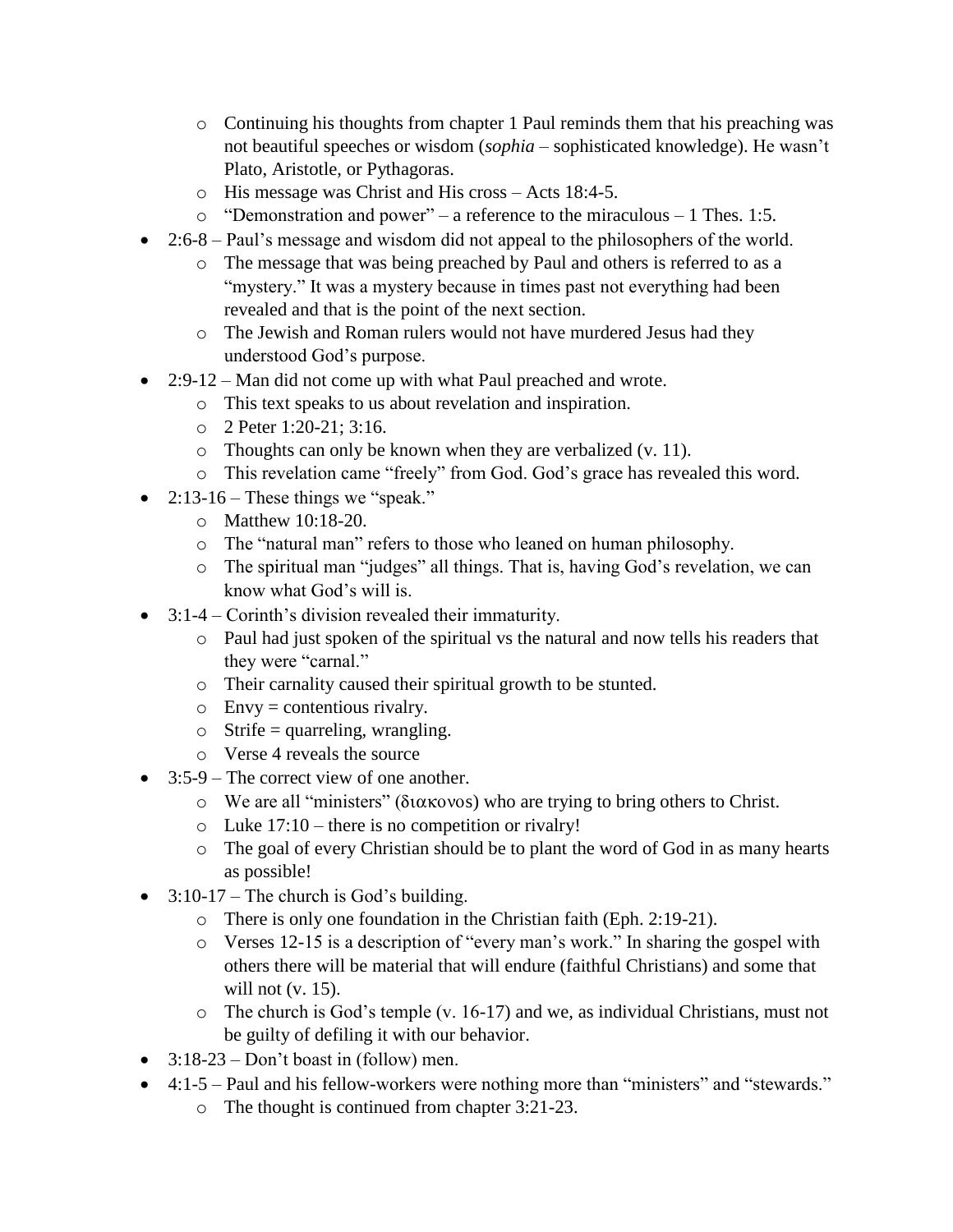- Continuing his thoughts from chapter 1 Paul reminds them that his preaching was not beautiful speeches or wisdom (*sophia* – sophisticated knowledge). He wasn't Plato, Aristotle, or Pythagoras.
    - His message was Christ and His cross – Acts 18:4-5.
    - "Demonstration and power" – a reference to the miraculous – 1 Thes. 1:5.
- 2:6-8 – Paul's message and wisdom did not appeal to the philosophers of the world.
    - The message that was being preached by Paul and others is referred to as a "mystery." It was a mystery because in times past not everything had been revealed and that is the point of the next section.
    - The Jewish and Roman rulers would not have murdered Jesus had they understood God's purpose.
- 2:9-12 – Man did not come up with what Paul preached and wrote.
    - This text speaks to us about revelation and inspiration.
    - 2 Peter 1:20-21; 3:16.
    - Thoughts can only be known when they are verbalized (v. 11).
    - This revelation came "freely" from God. God's grace has revealed this word.
- 2:13-16 – These things we "speak."
    - Matthew 10:18-20.
    - The "natural man" refers to those who leaned on human philosophy.
    - The spiritual man "judges" all things. That is, having God's revelation, we can know what God's will is.
- 3:1-4 – Corinth's division revealed their immaturity.
    - Paul had just spoken of the spiritual vs the natural and now tells his readers that they were "carnal."
    - Their carnality caused their spiritual growth to be stunted.
    - Envy = contentious rivalry.
    - Strife = quarreling, wrangling.
    - Verse 4 reveals the source
- 3:5-9 – The correct view of one another.
    - We are all "ministers" (διακονos) who are trying to bring others to Christ.
    - Luke 17:10 – there is no competition or rivalry!
    - The goal of every Christian should be to plant the word of God in as many hearts as possible!
- 3:10-17 – The church is God's building.
    - There is only one foundation in the Christian faith (Eph. 2:19-21).
    - Verses 12-15 is a description of "every man's work." In sharing the gospel with others there will be material that will endure (faithful Christians) and some that will not (v. 15).
    - The church is God's temple (v. 16-17) and we, as individual Christians, must not be guilty of defiling it with our behavior.
- 3:18-23 – Don't boast in (follow) men.
- 4:1-5 – Paul and his fellow-workers were nothing more than "ministers" and "stewards."
    - The thought is continued from chapter 3:21-23.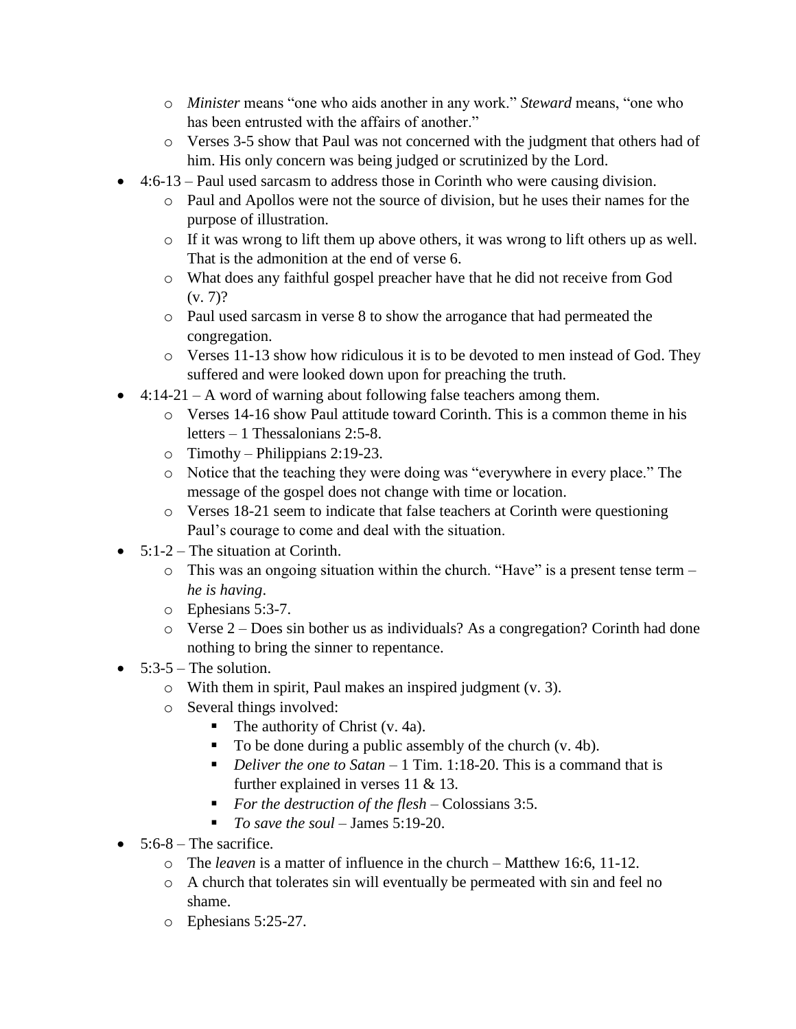- *Minister* means "one who aids another in any work." *Steward* means, "one who has been entrusted with the affairs of another."
  - Verses 3-5 show that Paul was not concerned with the judgment that others had of him. His only concern was being judged or scrutinized by the Lord.
- 4:6-13 – Paul used sarcasm to address those in Corinth who were causing division.
  - Paul and Apollos were not the source of division, but he uses their names for the purpose of illustration.
  - If it was wrong to lift them up above others, it was wrong to lift others up as well. That is the admonition at the end of verse 6.
  - What does any faithful gospel preacher have that he did not receive from God (v. 7)?
  - Paul used sarcasm in verse 8 to show the arrogance that had permeated the congregation.
  - Verses 11-13 show how ridiculous it is to be devoted to men instead of God. They suffered and were looked down upon for preaching the truth.
- 4:14-21 – A word of warning about following false teachers among them.
  - Verses 14-16 show Paul attitude toward Corinth. This is a common theme in his letters – 1 Thessalonians 2:5-8.
  - Timothy – Philippians 2:19-23.
  - Notice that the teaching they were doing was "everywhere in every place." The message of the gospel does not change with time or location.
  - Verses 18-21 seem to indicate that false teachers at Corinth were questioning Paul's courage to come and deal with the situation.
- 5:1-2 – The situation at Corinth.
  - This was an ongoing situation within the church. "Have" is a present tense term – *he is having*.
  - Ephesians 5:3-7.
  - Verse 2 – Does sin bother us as individuals? As a congregation? Corinth had done nothing to bring the sinner to repentance.
- 5:3-5 – The solution.
  - With them in spirit, Paul makes an inspired judgment (v. 3).
  - Several things involved:
    - The authority of Christ (v. 4a).
    - To be done during a public assembly of the church (v. 4b).
    - *Deliver the one to Satan* – 1 Tim. 1:18-20. This is a command that is further explained in verses 11 & 13.
    - *For the destruction of the flesh* – Colossians 3:5.
    - *To save the soul* – James 5:19-20.
- 5:6-8 – The sacrifice.
  - The *leaven* is a matter of influence in the church – Matthew 16:6, 11-12.
  - A church that tolerates sin will eventually be permeated with sin and feel no shame.
  - Ephesians 5:25-27.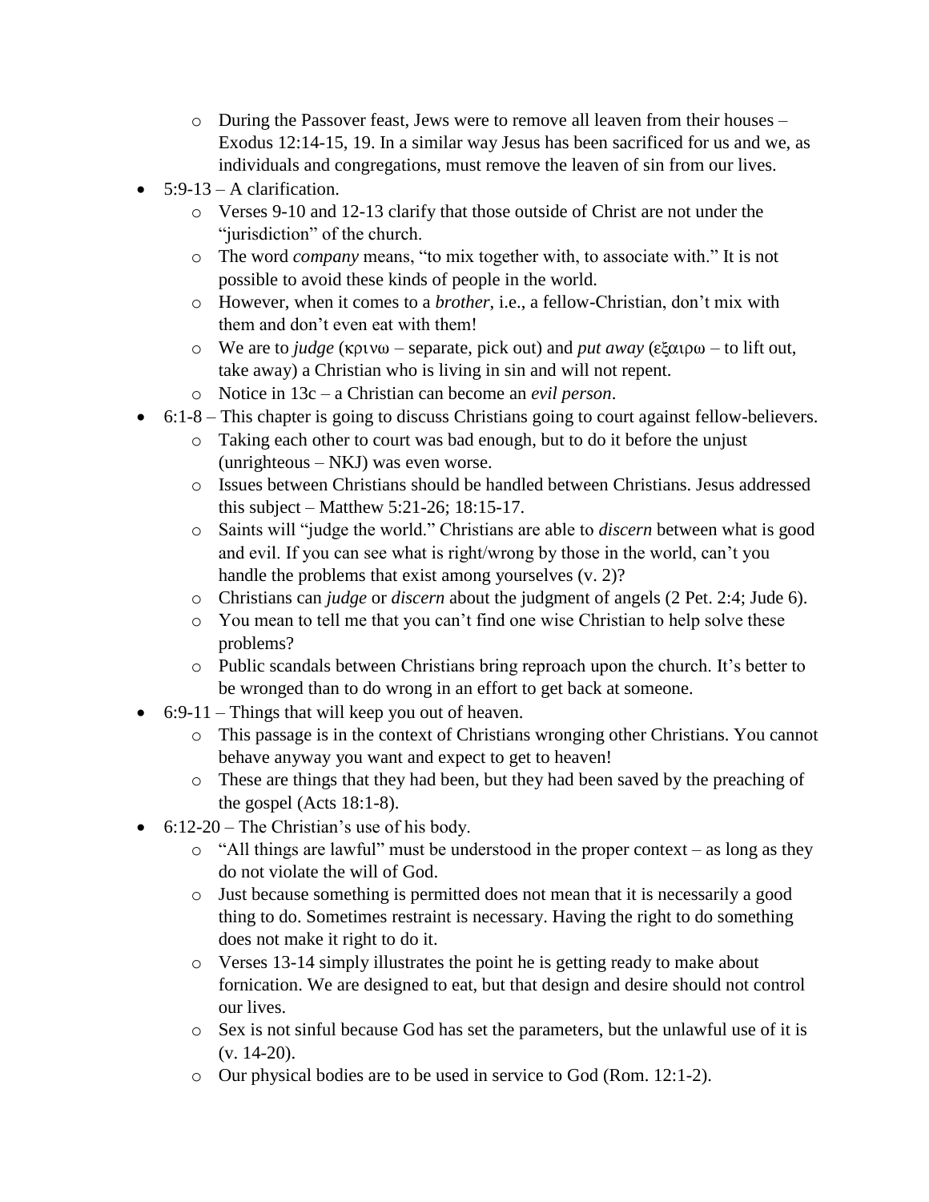- During the Passover feast, Jews were to remove all leaven from their houses – Exodus 12:14-15, 19. In a similar way Jesus has been sacrificed for us and we, as individuals and congregations, must remove the leaven of sin from our lives.
- 5:9-13 – A clarification.
    - Verses 9-10 and 12-13 clarify that those outside of Christ are not under the "jurisdiction" of the church.
    - The word *company* means, "to mix together with, to associate with." It is not possible to avoid these kinds of people in the world.
    - However, when it comes to a *brother*, i.e., a fellow-Christian, don't mix with them and don't even eat with them!
    - We are to *judge* (κρινω – separate, pick out) and *put away* (εξαιρω – to lift out, take away) a Christian who is living in sin and will not repent.
    - Notice in 13c – a Christian can become an *evil person*.
- 6:1-8 – This chapter is going to discuss Christians going to court against fellow-believers.
    - Taking each other to court was bad enough, but to do it before the unjust (unrighteous – NKJ) was even worse.
    - Issues between Christians should be handled between Christians. Jesus addressed this subject – Matthew 5:21-26; 18:15-17.
    - Saints will "judge the world." Christians are able to *discern* between what is good and evil. If you can see what is right/wrong by those in the world, can't you handle the problems that exist among yourselves (v. 2)?
    - Christians can *judge* or *discern* about the judgment of angels (2 Pet. 2:4; Jude 6).
    - You mean to tell me that you can't find one wise Christian to help solve these problems?
    - Public scandals between Christians bring reproach upon the church. It's better to be wronged than to do wrong in an effort to get back at someone.
- 6:9-11 – Things that will keep you out of heaven.
    - This passage is in the context of Christians wronging other Christians. You cannot behave anyway you want and expect to get to heaven!
    - These are things that they had been, but they had been saved by the preaching of the gospel (Acts 18:1-8).
- 6:12-20 – The Christian's use of his body.
    - "All things are lawful" must be understood in the proper context – as long as they do not violate the will of God.
    - Just because something is permitted does not mean that it is necessarily a good thing to do. Sometimes restraint is necessary. Having the right to do something does not make it right to do it.
    - Verses 13-14 simply illustrates the point he is getting ready to make about fornication. We are designed to eat, but that design and desire should not control our lives.
    - Sex is not sinful because God has set the parameters, but the unlawful use of it is (v. 14-20).
    - Our physical bodies are to be used in service to God (Rom. 12:1-2).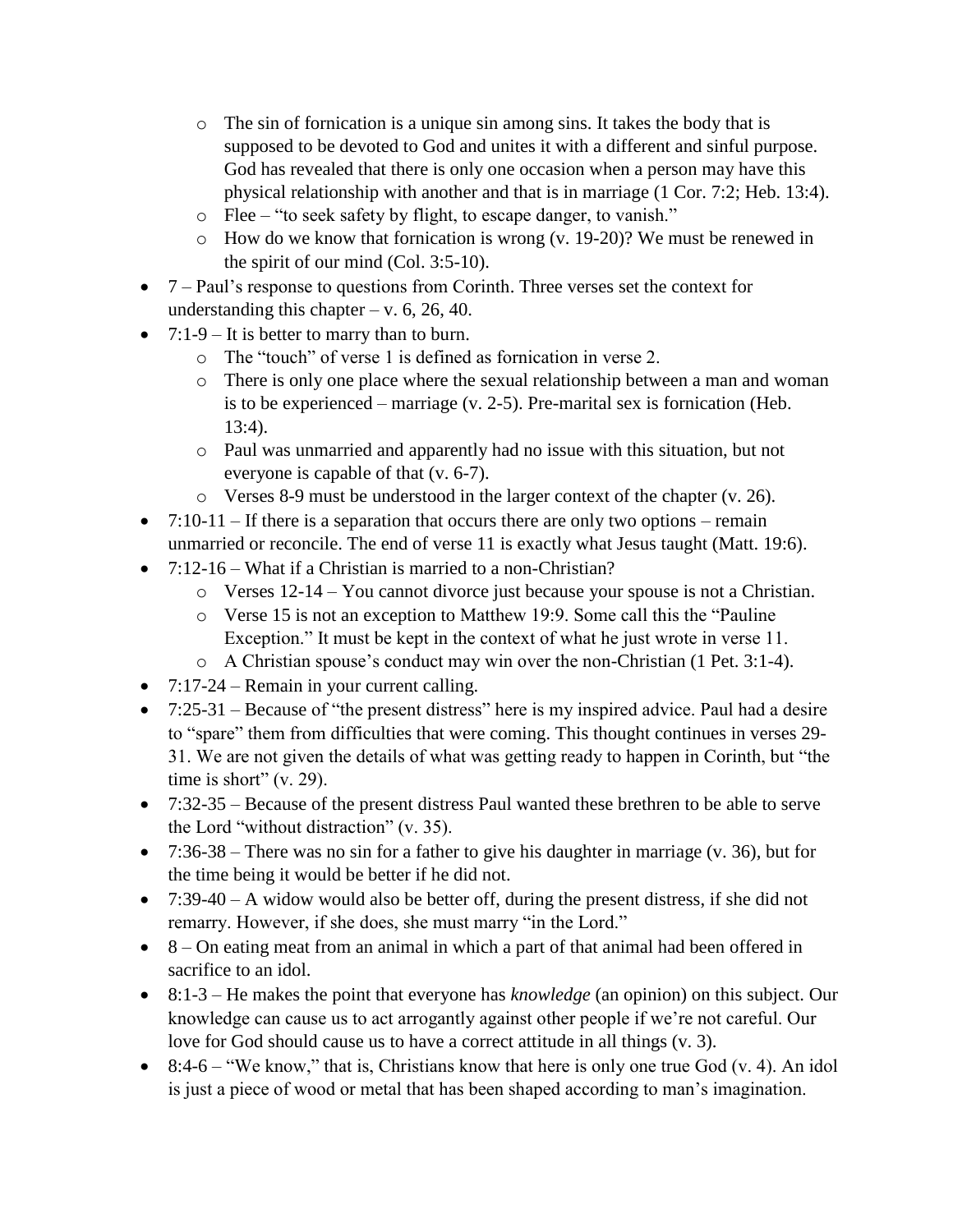- The sin of fornication is a unique sin among sins. It takes the body that is supposed to be devoted to God and unites it with a different and sinful purpose. God has revealed that there is only one occasion when a person may have this physical relationship with another and that is in marriage (1 Cor. 7:2; Heb. 13:4).
    - Flee – "to seek safety by flight, to escape danger, to vanish."
    - How do we know that fornication is wrong (v. 19-20)? We must be renewed in the spirit of our mind (Col. 3:5-10).
- 7 – Paul's response to questions from Corinth. Three verses set the context for understanding this chapter – v. 6, 26, 40.
- 7:1-9 – It is better to marry than to burn.
    - The "touch" of verse 1 is defined as fornication in verse 2.
    - There is only one place where the sexual relationship between a man and woman is to be experienced – marriage (v. 2-5). Pre-marital sex is fornication (Heb. 13:4).
    - Paul was unmarried and apparently had no issue with this situation, but not everyone is capable of that (v. 6-7).
    - Verses 8-9 must be understood in the larger context of the chapter (v. 26).
- 7:10-11 – If there is a separation that occurs there are only two options – remain unmarried or reconcile. The end of verse 11 is exactly what Jesus taught (Matt. 19:6).
- 7:12-16 – What if a Christian is married to a non-Christian?
    - Verses 12-14 – You cannot divorce just because your spouse is not a Christian.
    - Verse 15 is not an exception to Matthew 19:9. Some call this the "Pauline Exception." It must be kept in the context of what he just wrote in verse 11.
    - A Christian spouse's conduct may win over the non-Christian (1 Pet. 3:1-4).
- 7:17-24 – Remain in your current calling.
- 7:25-31 – Because of "the present distress" here is my inspired advice. Paul had a desire to "spare" them from difficulties that were coming. This thought continues in verses 29-31. We are not given the details of what was getting ready to happen in Corinth, but "the time is short" (v. 29).
- 7:32-35 – Because of the present distress Paul wanted these brethren to be able to serve the Lord "without distraction" (v. 35).
- 7:36-38 – There was no sin for a father to give his daughter in marriage (v. 36), but for the time being it would be better if he did not.
- 7:39-40 – A widow would also be better off, during the present distress, if she did not remarry. However, if she does, she must marry "in the Lord."
- 8 – On eating meat from an animal in which a part of that animal had been offered in sacrifice to an idol.
- 8:1-3 – He makes the point that everyone has *knowledge* (an opinion) on this subject. Our knowledge can cause us to act arrogantly against other people if we're not careful. Our love for God should cause us to have a correct attitude in all things (v. 3).
- 8:4-6 – "We know," that is, Christians know that here is only one true God (v. 4). An idol is just a piece of wood or metal that has been shaped according to man's imagination.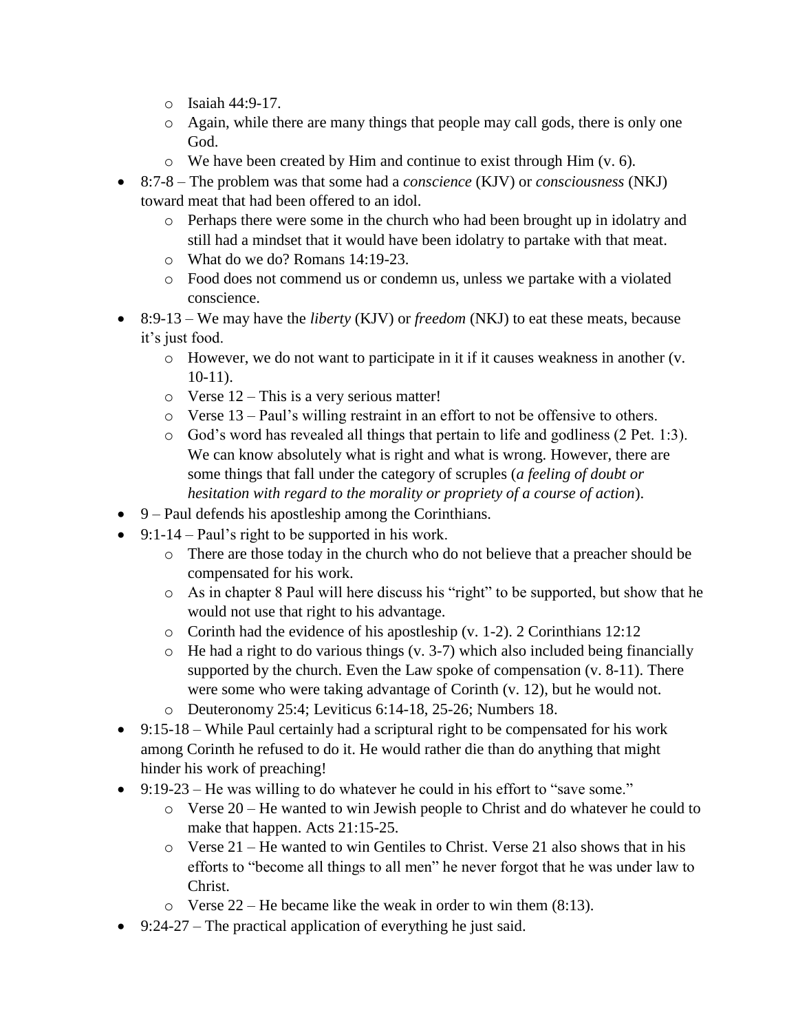- Isaiah 44:9-17.
  - Again, while there are many things that people may call gods, there is only one God.
  - We have been created by Him and continue to exist through Him (v. 6).
- 8:7-8 – The problem was that some had a *conscience* (KJV) or *consciousness* (NKJ) toward meat that had been offered to an idol.
  - Perhaps there were some in the church who had been brought up in idolatry and still had a mindset that it would have been idolatry to partake with that meat.
  - What do we do? Romans 14:19-23.
  - Food does not commend us or condemn us, unless we partake with a violated conscience.
- 8:9-13 – We may have the *liberty* (KJV) or *freedom* (NKJ) to eat these meats, because it's just food.
  - However, we do not want to participate in it if it causes weakness in another (v. 10-11).
  - Verse 12 – This is a very serious matter!
  - Verse 13 – Paul's willing restraint in an effort to not be offensive to others.
  - God's word has revealed all things that pertain to life and godliness (2 Pet. 1:3). We can know absolutely what is right and what is wrong. However, there are some things that fall under the category of scruples (*a feeling of doubt or hesitation with regard to the morality or propriety of a course of action*).
- 9 – Paul defends his apostleship among the Corinthians.
- 9:1-14 – Paul's right to be supported in his work.
  - There are those today in the church who do not believe that a preacher should be compensated for his work.
  - As in chapter 8 Paul will here discuss his "right" to be supported, but show that he would not use that right to his advantage.
  - Corinth had the evidence of his apostleship (v. 1-2). 2 Corinthians 12:12
  - He had a right to do various things (v. 3-7) which also included being financially supported by the church. Even the Law spoke of compensation (v. 8-11). There were some who were taking advantage of Corinth (v. 12), but he would not.
  - Deuteronomy 25:4; Leviticus 6:14-18, 25-26; Numbers 18.
- 9:15-18 – While Paul certainly had a scriptural right to be compensated for his work among Corinth he refused to do it. He would rather die than do anything that might hinder his work of preaching!
- 9:19-23 – He was willing to do whatever he could in his effort to "save some."
  - Verse 20 – He wanted to win Jewish people to Christ and do whatever he could to make that happen. Acts 21:15-25.
  - Verse 21 – He wanted to win Gentiles to Christ. Verse 21 also shows that in his efforts to "become all things to all men" he never forgot that he was under law to Christ.
  - Verse 22 – He became like the weak in order to win them (8:13).
- 9:24-27 – The practical application of everything he just said.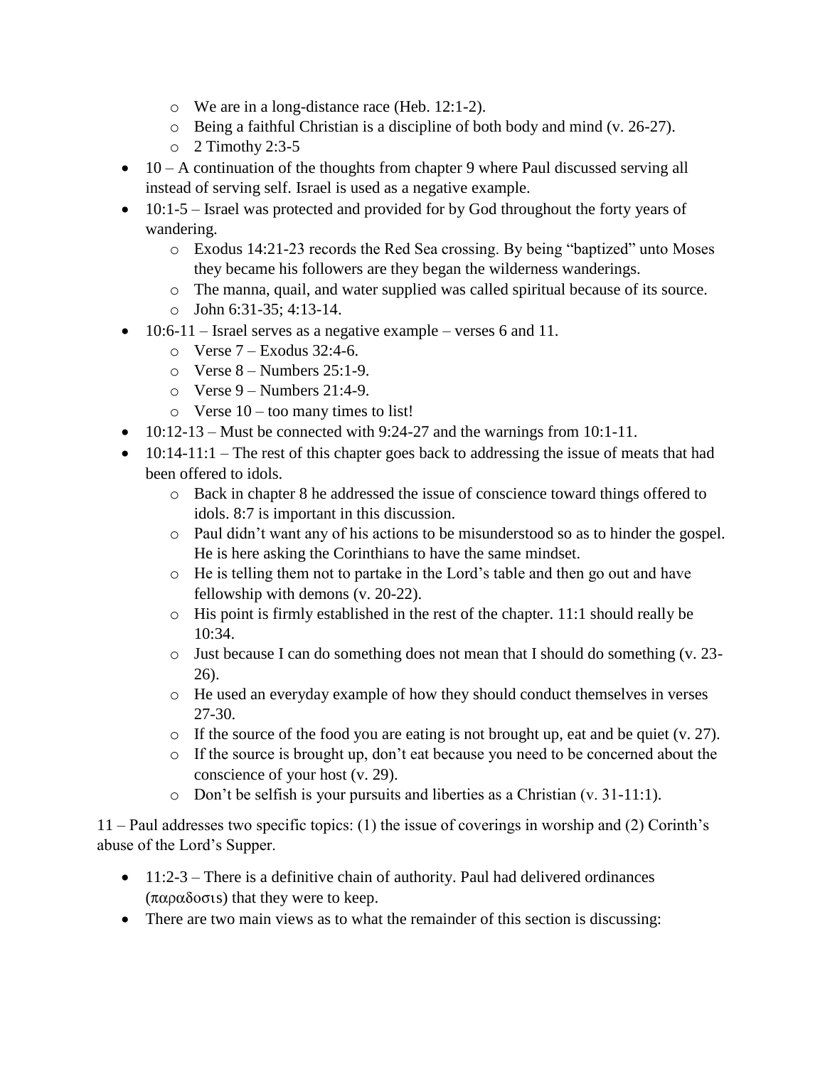- We are in a long-distance race (Heb. 12:1-2).
    - Being a faithful Christian is a discipline of both body and mind (v. 26-27).
    - 2 Timothy 2:3-5
- 10 – A continuation of the thoughts from chapter 9 where Paul discussed serving all instead of serving self. Israel is used as a negative example.
- 10:1-5 – Israel was protected and provided for by God throughout the forty years of wandering.
    - Exodus 14:21-23 records the Red Sea crossing. By being "baptized" unto Moses they became his followers are they began the wilderness wanderings.
    - The manna, quail, and water supplied was called spiritual because of its source.
    - John 6:31-35; 4:13-14.
- 10:6-11 – Israel serves as a negative example – verses 6 and 11.
    - Verse 7 – Exodus 32:4-6.
    - Verse 8 – Numbers 25:1-9.
    - Verse 9 – Numbers 21:4-9.
    - Verse 10 – too many times to list!
- 10:12-13 – Must be connected with 9:24-27 and the warnings from 10:1-11.
- 10:14-11:1 – The rest of this chapter goes back to addressing the issue of meats that had been offered to idols.
    - Back in chapter 8 he addressed the issue of conscience toward things offered to idols. 8:7 is important in this discussion.
    - Paul didn't want any of his actions to be misunderstood so as to hinder the gospel. He is here asking the Corinthians to have the same mindset.
    - He is telling them not to partake in the Lord's table and then go out and have fellowship with demons (v. 20-22).
    - His point is firmly established in the rest of the chapter. 11:1 should really be 10:34.
    - Just because I can do something does not mean that I should do something (v. 23-26).
    - He used an everyday example of how they should conduct themselves in verses 27-30.
    - If the source of the food you are eating is not brought up, eat and be quiet (v. 27).
    - If the source is brought up, don't eat because you need to be concerned about the conscience of your host (v. 29).
    - Don't be selfish is your pursuits and liberties as a Christian (v. 31-11:1).

11 – Paul addresses two specific topics: (1) the issue of coverings in worship and (2) Corinth's abuse of the Lord's Supper.

- 11:2-3 – There is a definitive chain of authority. Paul had delivered ordinances (παραδοσις) that they were to keep.
- There are two main views as to what the remainder of this section is discussing: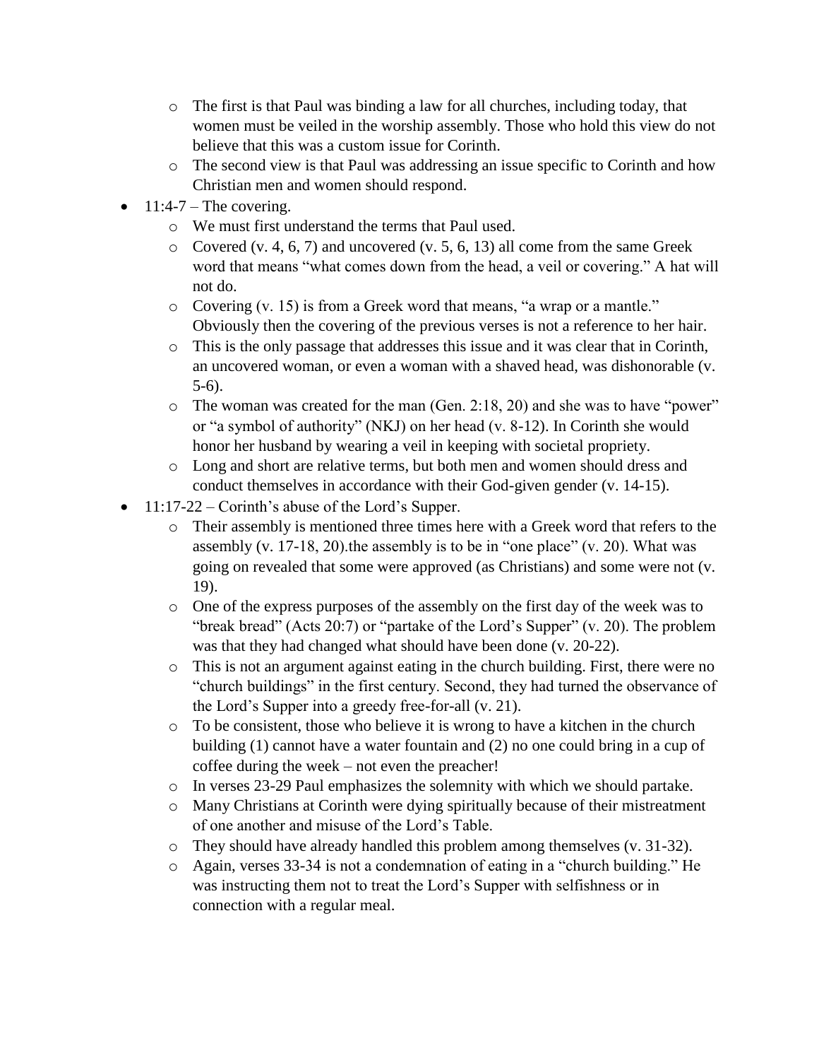- The first is that Paul was binding a law for all churches, including today, that women must be veiled in the worship assembly. Those who hold this view do not believe that this was a custom issue for Corinth.
  - The second view is that Paul was addressing an issue specific to Corinth and how Christian men and women should respond.
- 11:4-7 – The covering.
  - We must first understand the terms that Paul used.
  - Covered (v. 4, 6, 7) and uncovered (v. 5, 6, 13) all come from the same Greek word that means "what comes down from the head, a veil or covering." A hat will not do.
  - Covering (v. 15) is from a Greek word that means, "a wrap or a mantle." Obviously then the covering of the previous verses is not a reference to her hair.
  - This is the only passage that addresses this issue and it was clear that in Corinth, an uncovered woman, or even a woman with a shaved head, was dishonorable (v. 5-6).
  - The woman was created for the man (Gen. 2:18, 20) and she was to have "power" or "a symbol of authority" (NKJ) on her head (v. 8-12). In Corinth she would honor her husband by wearing a veil in keeping with societal propriety.
  - Long and short are relative terms, but both men and women should dress and conduct themselves in accordance with their God-given gender (v. 14-15).
- 11:17-22 – Corinth's abuse of the Lord's Supper.
  - Their assembly is mentioned three times here with a Greek word that refers to the assembly (v. 17-18, 20).the assembly is to be in "one place" (v. 20). What was going on revealed that some were approved (as Christians) and some were not (v. 19).
  - One of the express purposes of the assembly on the first day of the week was to "break bread" (Acts 20:7) or "partake of the Lord's Supper" (v. 20). The problem was that they had changed what should have been done (v. 20-22).
  - This is not an argument against eating in the church building. First, there were no "church buildings" in the first century. Second, they had turned the observance of the Lord's Supper into a greedy free-for-all (v. 21).
  - To be consistent, those who believe it is wrong to have a kitchen in the church building (1) cannot have a water fountain and (2) no one could bring in a cup of coffee during the week – not even the preacher!
  - In verses 23-29 Paul emphasizes the solemnity with which we should partake.
  - Many Christians at Corinth were dying spiritually because of their mistreatment of one another and misuse of the Lord's Table.
  - They should have already handled this problem among themselves (v. 31-32).
  - Again, verses 33-34 is not a condemnation of eating in a "church building." He was instructing them not to treat the Lord's Supper with selfishness or in connection with a regular meal.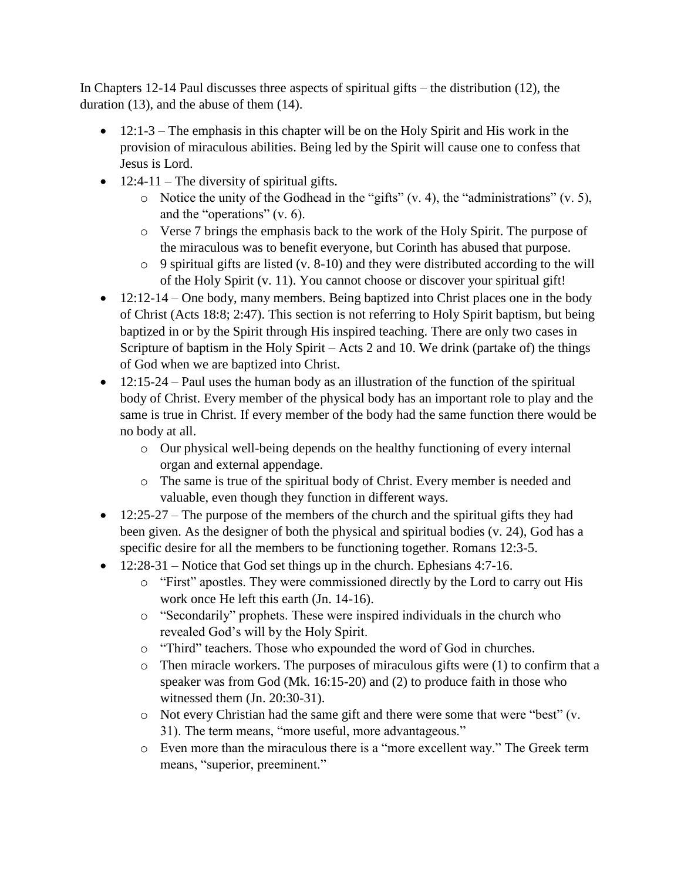In Chapters 12-14 Paul discusses three aspects of spiritual gifts – the distribution (12), the duration (13), and the abuse of them (14).

- 12:1-3 – The emphasis in this chapter will be on the Holy Spirit and His work in the provision of miraculous abilities. Being led by the Spirit will cause one to confess that Jesus is Lord.
- 12:4-11 – The diversity of spiritual gifts.
    - Notice the unity of the Godhead in the "gifts" (v. 4), the "administrations" (v. 5), and the "operations" (v. 6).
    - Verse 7 brings the emphasis back to the work of the Holy Spirit. The purpose of the miraculous was to benefit everyone, but Corinth has abused that purpose.
    - 9 spiritual gifts are listed (v. 8-10) and they were distributed according to the will of the Holy Spirit (v. 11). You cannot choose or discover your spiritual gift!
- 12:12-14 – One body, many members. Being baptized into Christ places one in the body of Christ (Acts 18:8; 2:47). This section is not referring to Holy Spirit baptism, but being baptized in or by the Spirit through His inspired teaching. There are only two cases in Scripture of baptism in the Holy Spirit – Acts 2 and 10. We drink (partake of) the things of God when we are baptized into Christ.
- 12:15-24 – Paul uses the human body as an illustration of the function of the spiritual body of Christ. Every member of the physical body has an important role to play and the same is true in Christ. If every member of the body had the same function there would be no body at all.
    - Our physical well-being depends on the healthy functioning of every internal organ and external appendage.
    - The same is true of the spiritual body of Christ. Every member is needed and valuable, even though they function in different ways.
- 12:25-27 – The purpose of the members of the church and the spiritual gifts they had been given. As the designer of both the physical and spiritual bodies (v. 24), God has a specific desire for all the members to be functioning together. Romans 12:3-5.
- 12:28-31 – Notice that God set things up in the church. Ephesians 4:7-16.
    - "First" apostles. They were commissioned directly by the Lord to carry out His work once He left this earth (Jn. 14-16).
    - "Secondarily" prophets. These were inspired individuals in the church who revealed God's will by the Holy Spirit.
    - "Third" teachers. Those who expounded the word of God in churches.
    - Then miracle workers. The purposes of miraculous gifts were (1) to confirm that a speaker was from God (Mk. 16:15-20) and (2) to produce faith in those who witnessed them (Jn. 20:30-31).
    - Not every Christian had the same gift and there were some that were "best" (v. 31). The term means, "more useful, more advantageous."
    - Even more than the miraculous there is a "more excellent way." The Greek term means, "superior, preeminent."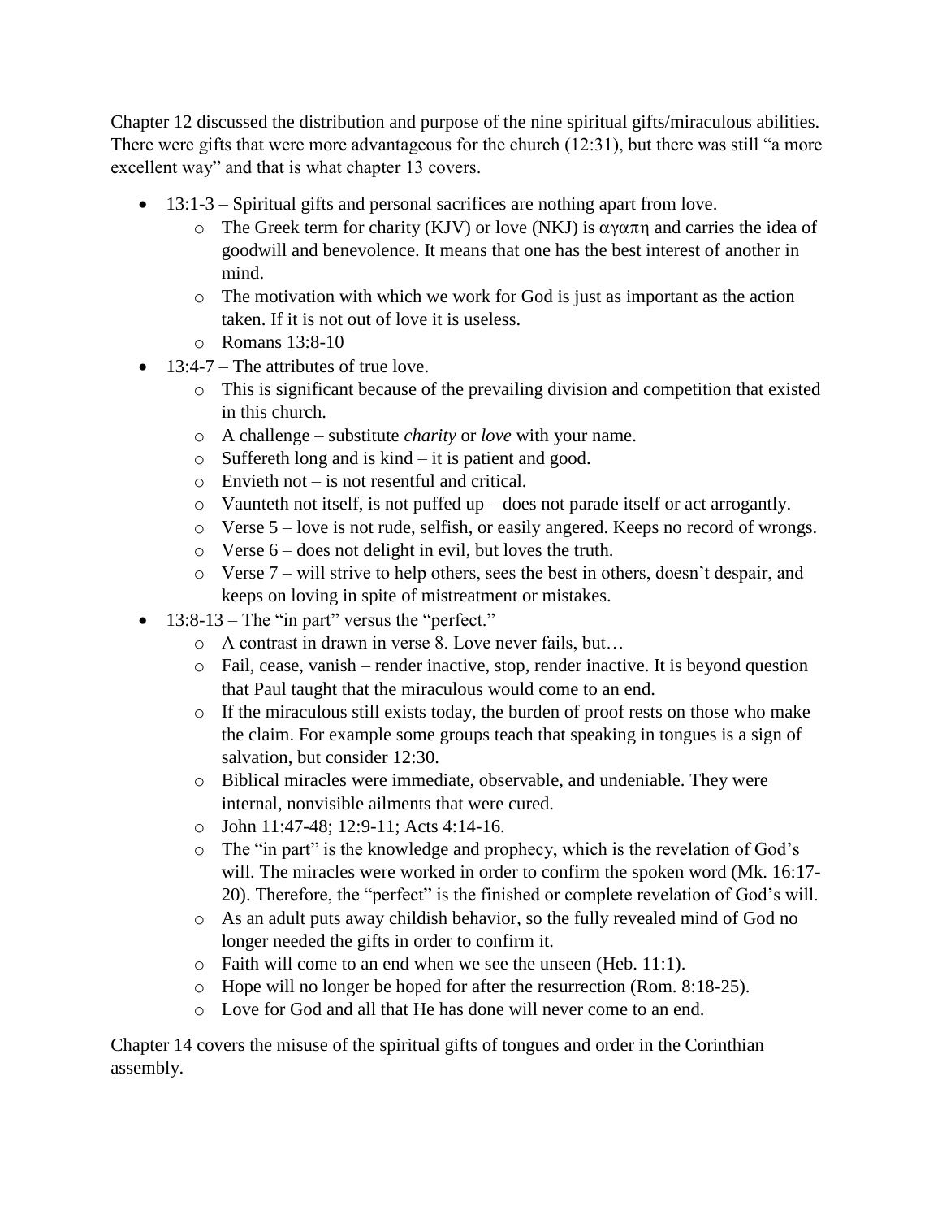Chapter 12 discussed the distribution and purpose of the nine spiritual gifts/miraculous abilities. There were gifts that were more advantageous for the church (12:31), but there was still "a more excellent way" and that is what chapter 13 covers.

- 13:1-3 – Spiritual gifts and personal sacrifices are nothing apart from love.
  - The Greek term for charity (KJV) or love (NKJ) is αγαπη and carries the idea of goodwill and benevolence. It means that one has the best interest of another in mind.
  - The motivation with which we work for God is just as important as the action taken. If it is not out of love it is useless.
  - Romans 13:8-10
- 13:4-7 – The attributes of true love.
  - This is significant because of the prevailing division and competition that existed in this church.
  - A challenge – substitute *charity* or *love* with your name.
  - Suffereth long and is kind – it is patient and good.
  - Envieth not – is not resentful and critical.
  - Vaunteth not itself, is not puffed up – does not parade itself or act arrogantly.
  - Verse 5 – love is not rude, selfish, or easily angered. Keeps no record of wrongs.
  - Verse 6 – does not delight in evil, but loves the truth.
  - Verse 7 – will strive to help others, sees the best in others, doesn't despair, and keeps on loving in spite of mistreatment or mistakes.
- 13:8-13 – The "in part" versus the "perfect."
  - A contrast in drawn in verse 8. Love never fails, but…
  - Fail, cease, vanish – render inactive, stop, render inactive. It is beyond question that Paul taught that the miraculous would come to an end.
  - If the miraculous still exists today, the burden of proof rests on those who make the claim. For example some groups teach that speaking in tongues is a sign of salvation, but consider 12:30.
  - Biblical miracles were immediate, observable, and undeniable. They were internal, nonvisible ailments that were cured.
  - John 11:47-48; 12:9-11; Acts 4:14-16.
  - The "in part" is the knowledge and prophecy, which is the revelation of God's will. The miracles were worked in order to confirm the spoken word (Mk. 16:17-20). Therefore, the "perfect" is the finished or complete revelation of God's will.
  - As an adult puts away childish behavior, so the fully revealed mind of God no longer needed the gifts in order to confirm it.
  - Faith will come to an end when we see the unseen (Heb. 11:1).
  - Hope will no longer be hoped for after the resurrection (Rom. 8:18-25).
  - Love for God and all that He has done will never come to an end.

Chapter 14 covers the misuse of the spiritual gifts of tongues and order in the Corinthian assembly.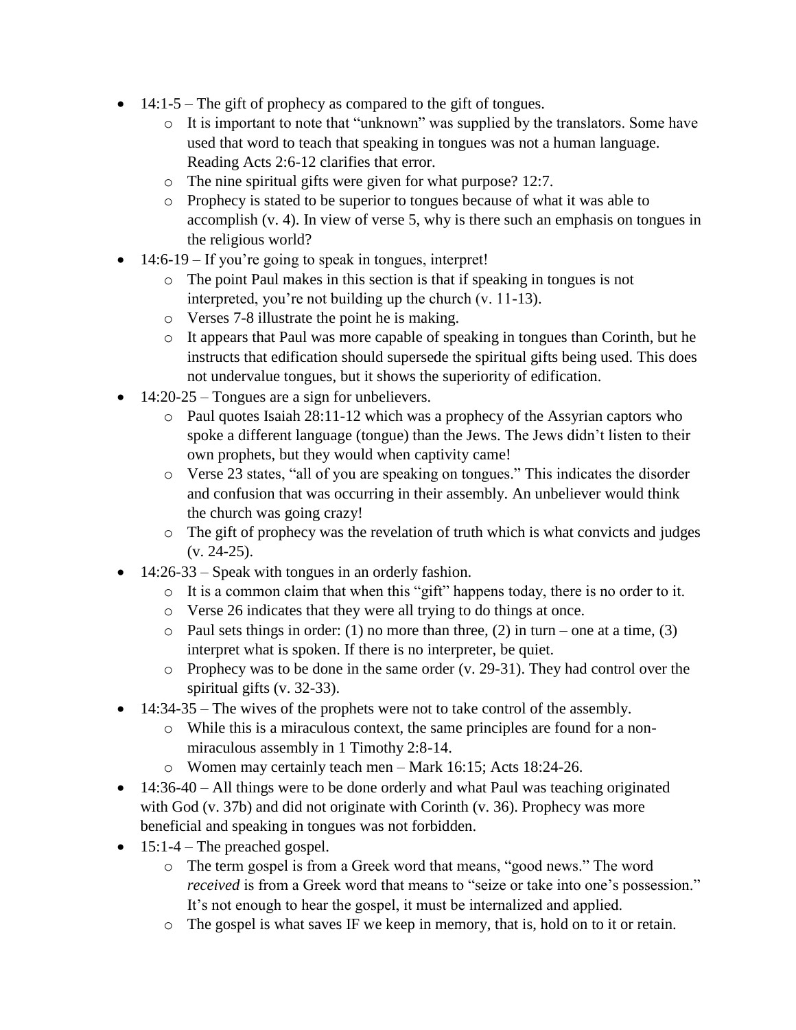- 14:1-5 – The gift of prophecy as compared to the gift of tongues.
    - It is important to note that "unknown" was supplied by the translators. Some have used that word to teach that speaking in tongues was not a human language. Reading Acts 2:6-12 clarifies that error.
    - The nine spiritual gifts were given for what purpose? 12:7.
    - Prophecy is stated to be superior to tongues because of what it was able to accomplish (v. 4). In view of verse 5, why is there such an emphasis on tongues in the religious world?
- 14:6-19 – If you're going to speak in tongues, interpret!
    - The point Paul makes in this section is that if speaking in tongues is not interpreted, you're not building up the church (v. 11-13).
    - Verses 7-8 illustrate the point he is making.
    - It appears that Paul was more capable of speaking in tongues than Corinth, but he instructs that edification should supersede the spiritual gifts being used. This does not undervalue tongues, but it shows the superiority of edification.
- 14:20-25 – Tongues are a sign for unbelievers.
    - Paul quotes Isaiah 28:11-12 which was a prophecy of the Assyrian captors who spoke a different language (tongue) than the Jews. The Jews didn't listen to their own prophets, but they would when captivity came!
    - Verse 23 states, "all of you are speaking on tongues." This indicates the disorder and confusion that was occurring in their assembly. An unbeliever would think the church was going crazy!
    - The gift of prophecy was the revelation of truth which is what convicts and judges (v. 24-25).
- 14:26-33 – Speak with tongues in an orderly fashion.
    - It is a common claim that when this "gift" happens today, there is no order to it.
    - Verse 26 indicates that they were all trying to do things at once.
    - Paul sets things in order: (1) no more than three, (2) in turn – one at a time, (3) interpret what is spoken. If there is no interpreter, be quiet.
    - Prophecy was to be done in the same order (v. 29-31). They had control over the spiritual gifts (v. 32-33).
- 14:34-35 – The wives of the prophets were not to take control of the assembly.
    - While this is a miraculous context, the same principles are found for a non-miraculous assembly in 1 Timothy 2:8-14.
    - Women may certainly teach men – Mark 16:15; Acts 18:24-26.
- 14:36-40 – All things were to be done orderly and what Paul was teaching originated with God (v. 37b) and did not originate with Corinth (v. 36). Prophecy was more beneficial and speaking in tongues was not forbidden.
- 15:1-4 – The preached gospel.
    - The term gospel is from a Greek word that means, "good news." The word *received* is from a Greek word that means to "seize or take into one's possession." It's not enough to hear the gospel, it must be internalized and applied.
    - The gospel is what saves IF we keep in memory, that is, hold on to it or retain.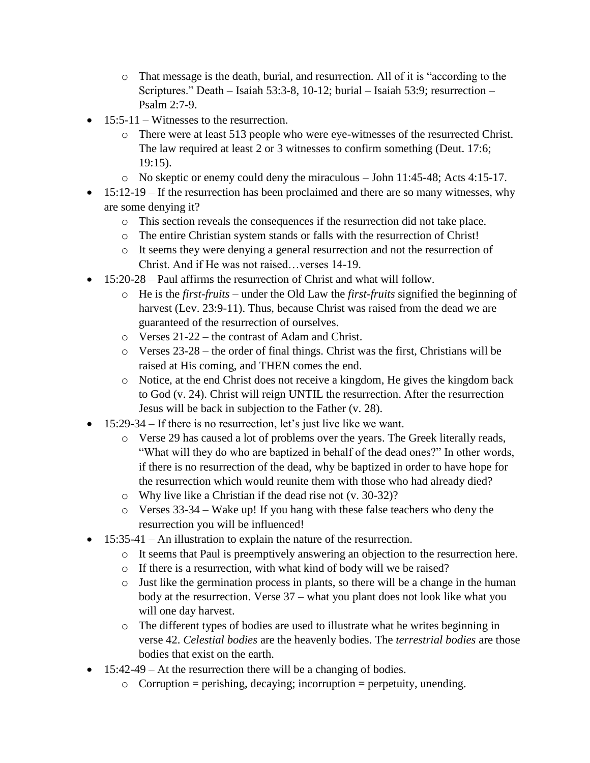- That message is the death, burial, and resurrection. All of it is "according to the Scriptures." Death – Isaiah 53:3-8, 10-12; burial – Isaiah 53:9; resurrection – Psalm 2:7-9.
- 15:5-11 – Witnesses to the resurrection.
  - There were at least 513 people who were eye-witnesses of the resurrected Christ. The law required at least 2 or 3 witnesses to confirm something (Deut. 17:6; 19:15).
  - No skeptic or enemy could deny the miraculous – John 11:45-48; Acts 4:15-17.
- 15:12-19 – If the resurrection has been proclaimed and there are so many witnesses, why are some denying it?
  - This section reveals the consequences if the resurrection did not take place.
  - The entire Christian system stands or falls with the resurrection of Christ!
  - It seems they were denying a general resurrection and not the resurrection of Christ. And if He was not raised…verses 14-19.
- 15:20-28 – Paul affirms the resurrection of Christ and what will follow.
  - He is the *first-fruits* – under the Old Law the *first-fruits* signified the beginning of harvest (Lev. 23:9-11). Thus, because Christ was raised from the dead we are guaranteed of the resurrection of ourselves.
  - Verses 21-22 – the contrast of Adam and Christ.
  - Verses 23-28 – the order of final things. Christ was the first, Christians will be raised at His coming, and THEN comes the end.
  - Notice, at the end Christ does not receive a kingdom, He gives the kingdom back to God (v. 24). Christ will reign UNTIL the resurrection. After the resurrection Jesus will be back in subjection to the Father (v. 28).
- 15:29-34 – If there is no resurrection, let's just live like we want.
  - Verse 29 has caused a lot of problems over the years. The Greek literally reads, "What will they do who are baptized in behalf of the dead ones?" In other words, if there is no resurrection of the dead, why be baptized in order to have hope for the resurrection which would reunite them with those who had already died?
  - Why live like a Christian if the dead rise not (v. 30-32)?
  - Verses 33-34 – Wake up! If you hang with these false teachers who deny the resurrection you will be influenced!
- 15:35-41 – An illustration to explain the nature of the resurrection.
  - It seems that Paul is preemptively answering an objection to the resurrection here.
  - If there is a resurrection, with what kind of body will we be raised?
  - Just like the germination process in plants, so there will be a change in the human body at the resurrection. Verse 37 – what you plant does not look like what you will one day harvest.
  - The different types of bodies are used to illustrate what he writes beginning in verse 42. *Celestial bodies* are the heavenly bodies. The *terrestrial bodies* are those bodies that exist on the earth.
- 15:42-49 – At the resurrection there will be a changing of bodies.
  - Corruption = perishing, decaying; incorruption = perpetuity, unending.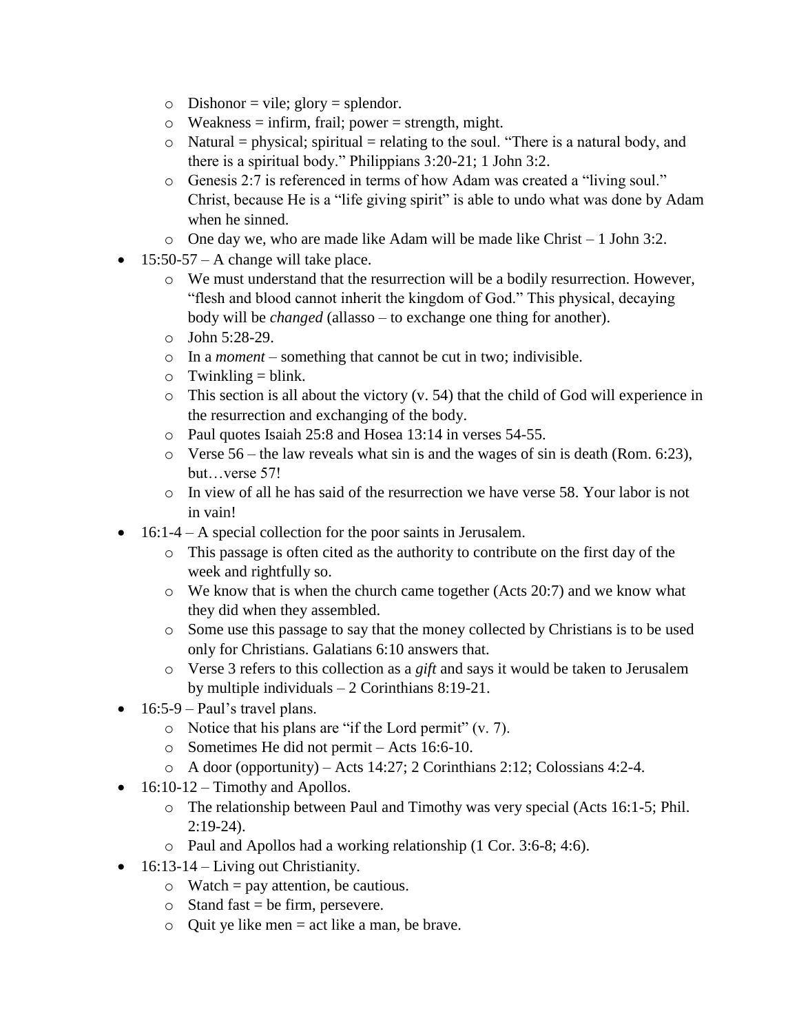- Dishonor = vile; glory = splendor.
  - Weakness = infirm, frail; power = strength, might.
  - Natural = physical; spiritual = relating to the soul. "There is a natural body, and there is a spiritual body." Philippians 3:20-21; 1 John 3:2.
  - Genesis 2:7 is referenced in terms of how Adam was created a "living soul." Christ, because He is a "life giving spirit" is able to undo what was done by Adam when he sinned.
  - One day we, who are made like Adam will be made like Christ – 1 John 3:2.
- 15:50-57 – A change will take place.
  - We must understand that the resurrection will be a bodily resurrection. However, "flesh and blood cannot inherit the kingdom of God." This physical, decaying body will be *changed* (allasso – to exchange one thing for another).
  - John 5:28-29.
  - In a *moment* – something that cannot be cut in two; indivisible.
  - Twinkling = blink.
  - This section is all about the victory (v. 54) that the child of God will experience in the resurrection and exchanging of the body.
  - Paul quotes Isaiah 25:8 and Hosea 13:14 in verses 54-55.
  - Verse 56 – the law reveals what sin is and the wages of sin is death (Rom. 6:23), but…verse 57!
  - In view of all he has said of the resurrection we have verse 58. Your labor is not in vain!
- 16:1-4 – A special collection for the poor saints in Jerusalem.
  - This passage is often cited as the authority to contribute on the first day of the week and rightfully so.
  - We know that is when the church came together (Acts 20:7) and we know what they did when they assembled.
  - Some use this passage to say that the money collected by Christians is to be used only for Christians. Galatians 6:10 answers that.
  - Verse 3 refers to this collection as a *gift* and says it would be taken to Jerusalem by multiple individuals – 2 Corinthians 8:19-21.
- 16:5-9 – Paul's travel plans.
  - Notice that his plans are "if the Lord permit" (v. 7).
  - Sometimes He did not permit – Acts 16:6-10.
  - A door (opportunity) – Acts 14:27; 2 Corinthians 2:12; Colossians 4:2-4.
- 16:10-12 – Timothy and Apollos.
  - The relationship between Paul and Timothy was very special (Acts 16:1-5; Phil. 2:19-24).
  - Paul and Apollos had a working relationship (1 Cor. 3:6-8; 4:6).
- 16:13-14 – Living out Christianity.
  - Watch = pay attention, be cautious.
  - Stand fast = be firm, persevere.
  - Quit ye like men = act like a man, be brave.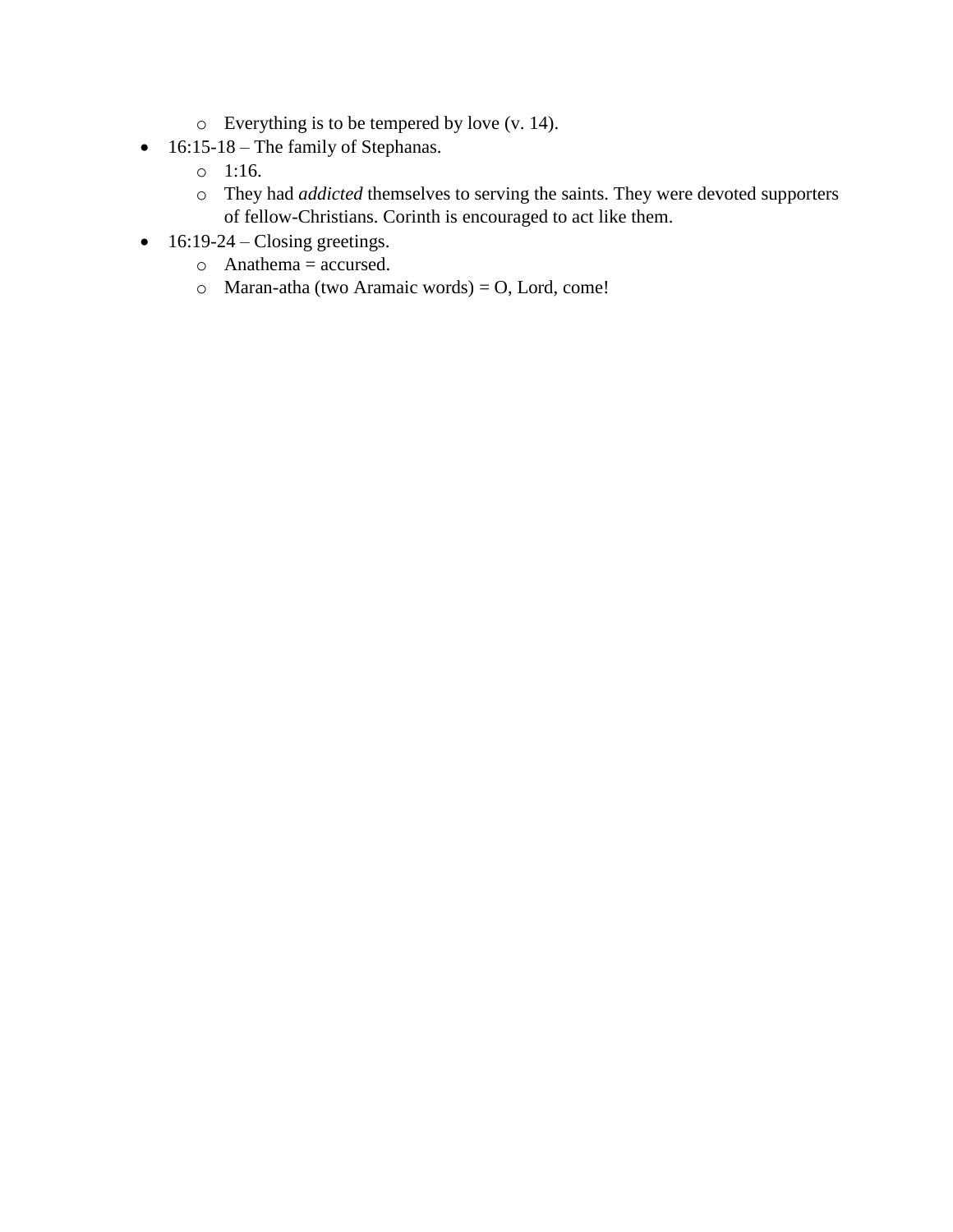- Everything is to be tempered by love (v. 14).
- 16:15-18 – The family of Stephanas.
    - 1:16.
    - They had *addicted* themselves to serving the saints. They were devoted supporters of fellow-Christians. Corinth is encouraged to act like them.
- 16:19-24 – Closing greetings.
    - Anathema = accursed.
    - Maran-atha (two Aramaic words) = O, Lord, come!